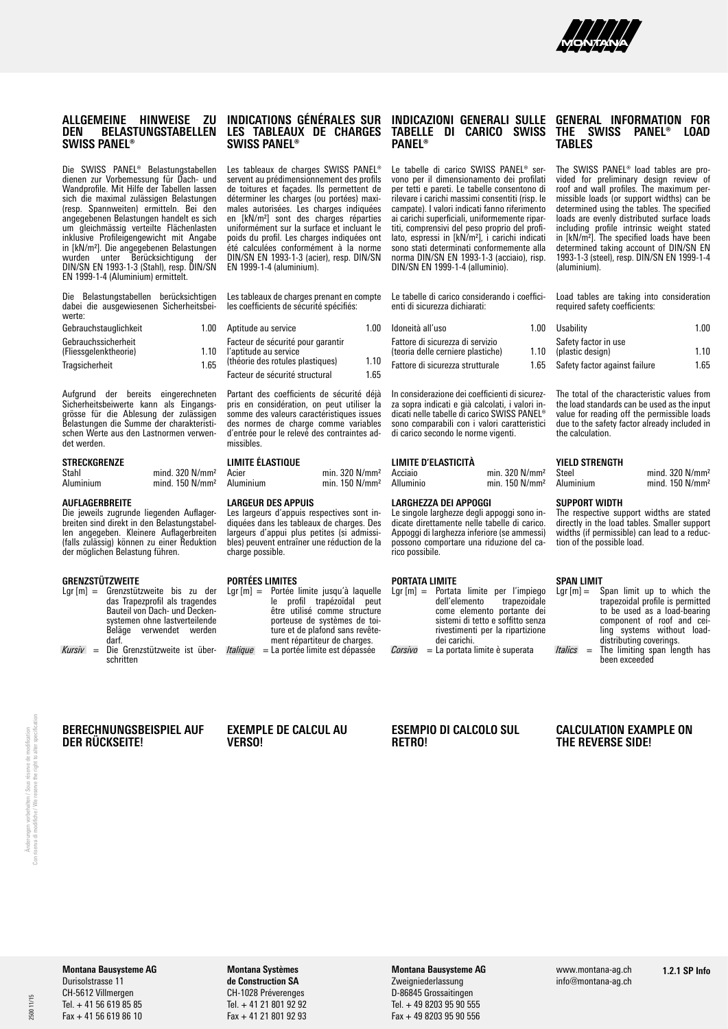## ALLGEMEINE HINWEISE ZU DEN BELASTUNGSTABELLEN SWISS PANEL®

Die SWISS PANEL® Belastungstabellen dienen zur Vorbemessung für Dach- und Wandprofile. Mit Hilfe der Tabellen lassen sich die maximal zulässigen Belastungen (resp. Spannweiten) ermitteln. Bei den angegebenen Belastungen handelt es sich um gleichmässig verteilte Flächenlasten inklusive Profileigengewicht mit Angabe in [kN/m²]. Die angegebenen Belastungen wurden unter Berücksichtigung der DIN/SN EN 1993-1-3 (Stahl), resp. DIN/SN EN 1999-1-4 (Aluminium) ermittelt.

Die Belastungstabellen berücksichtigen dabei die ausgewiesenen Sicherheitsbeiwerte:

| | |
|---|---|
| Gebrauchstauglichkeit | 1.00 |
| Gebrauchssicherheit (Fliessgelenktheorie) | 1.10 |
| Tragsicherheit | 1.65 |

Aufgrund der bereits eingerechneten Sicherheitsbeiwerte kann als Eingangsgrösse für die Ablesung der zulässigen Belastungen die Summe der charakteristischen Werte aus den Lastnormen verwendet werden.

### STRECKGRENZE

| | |
|---|---|
| Stahl | mind. 320 N/mm² |
| Aluminium | mind. 150 N/mm² |

### AUFLAGERBREITE

Die jeweils zugrunde liegenden Auflagerbreiten sind direkt in den Belastungstabellen angegeben. Kleinere Auflagerbreiten (falls zulässig) können zu einer Reduktion der möglichen Belastung führen.

### GRENZSTÜTZWEITE

Lgr [m] = Grenzstützweite bis zu der das Trapezprofil als tragendes Bauteil von Dach- und Deckensystemen ohne lastverteilende Beläge verwendet werden darf.

*Kursiv* = Die Grenzstützweite ist überschritten

## INDICATIONS GÉNÉRALES SUR LES TABLEAUX DE CHARGES SWISS PANEL®

Les tableaux de charges SWISS PANEL® servent au prédimensionnement des profils de toitures et façades. Ils permettent de déterminer les charges (ou portées) maximales autorisées. Les charges indiquées en [kN/m²] sont des charges réparties uniformément sur la surface et incluant le poids du profil. Les charges indiquées ont été calculées conformément à la norme DIN/SN EN 1993-1-3 (acier), resp. DIN/SN EN 1999-1-4 (aluminium).

Les tableaux de charges prenant en compte les coefficients de sécurité spécifiés:

| | |
|---|---|
| Aptitude au service | 1.00 |
| Facteur de sécurité pour garantir l'aptitude au service (théorie des rotules plastiques) | 1.10 |
| Facteur de sécurité structural | 1.65 |

Partant des coefficients de sécurité déjà pris en considération, on peut utiliser la somme des valeurs caractéristiques issues des normes de charge comme variables d'entrée pour le relevé des contraintes admissibles.

### LIMITE ÉLASTIQUE

| | |
|---|---|
| Acier | min. 320 N/mm² |
| Aluminium | min. 150 N/mm² |

### LARGEUR DES APPUIS

Les largeurs d'appuis respectives sont indiquées dans les tableaux de charges. Des largeurs d'appui plus petites (si admissibles) peuvent entraîner une réduction de la charge possible.

### PORTÉES LIMITES

Lgr [m] = Portée limite jusqu'à laquelle le profil trapézoïdal peut être utilisé comme structure porteuse de systèmes de toiture et de plafond sans revêtement répartiteur de charges.

*Italique* = La portée limite est dépassée

## INDICAZIONI GENERALI SULLE TABELLE DI CARICO SWISS PANEL®

Le tabelle di carico SWISS PANEL® servono per il dimensionamento dei profilati per tetti e pareti. Le tabelle consentono di rilevare i carichi massimi consentiti (risp. le campate). I valori indicati fanno riferimento ai carichi superficiali, uniformemente ripartiti, comprensivi del peso proprio del profilato, espressi in [kN/m²], i carichi indicati sono stati determinati conformemente alla norma DIN/SN EN 1993-1-3 (acciaio), risp. DIN/SN EN 1999-1-4 (alluminio).

Le tabelle di carico considerando i coefficienti di sicurezza dichiarati:

| | |
|---|---|
| Idoneità all'uso | 1.00 |
| Fattore di sicurezza di servizio (teoria delle cerniere plastiche) | 1.10 |
| Fattore di sicurezza strutturale | 1.65 |

In considerazione dei coefficienti di sicurezza sopra indicati e già calcolati, i valori indicati nelle tabelle di carico SWISS PANEL® sono comparabili con i valori caratteristici di carico secondo le norme vigenti.

### LIMITE D'ELASTICITÀ

| | |
|---|---|
| Acciaio | min. 320 N/mm² |
| Alluminio | min. 150 N/mm² |

### LARGHEZZA DEI APPOGGI

Le singole larghezze degli appoggi sono indicate direttamente nelle tabelle di carico. Appoggi di larghezza inferiore (se ammessi) possono comportare una riduzione del carico possibile.

### PORTATA LIMITE

Lgr [m] = Portata limite per l'impiego dell'elemento trapezoidale come elemento portante dei sistemi di tetto e soffitto senza rivestimenti per la ripartizione dei carichi.

*Corsivo* = La portata limite è superata

## GENERAL INFORMATION FOR THE SWISS PANEL® LOAD TABLES

The SWISS PANEL® load tables are provided for preliminary design review of roof and wall profiles. The maximum permissible loads (or support widths) can be determined using the tables. The specified loads are evenly distributed surface loads including profile intrinsic weight stated in [kN/m²]. The specified loads have been determined taking account of DIN/SN EN 1993-1-3 (steel), resp. DIN/SN EN 1999-1-4 (aluminium).

Load tables are taking into consideration required safety coefficients:

| | |
|---|---|
| Usability | 1.00 |
| Safety factor in use (plastic design) | 1.10 |
| Safety factor against failure | 1.65 |

The total of the characteristic values from the load standards can be used as the input value for reading off the permissible loads due to the safety factor already included in the calculation.

### YIELD STRENGTH

| | |
|---|---|
| Steel | mind. 320 N/mm² |
| Aluminium | mind. 150 N/mm² |

### SUPPORT WIDTH

The respective support widths are stated directly in the load tables. Smaller support widths (if permissible) can lead to a reduction of the possible load.

### SPAN LIMIT

Lgr [m] = Span limit up to which the trapezoidal profile is permitted to be used as a load-bearing component of roof and ceiling systems without load-distributing coverings.

*Italics* = The limiting span length has been exceeded

## BERECHNUNGSBEISPIEL AUF DER RÜCKSEITE!

## EXEMPLE DE CALCUL AU VERSO!

## ESEMPIO DI CALCOLO SUL RETRO!

## CALCULATION EXAMPLE ON THE REVERSE SIDE!

Änderungen vorbehalten / Sous réserve de modification
Con riserva di modifiche / We reserve the right to alter specification

**Montana Bausysteme AG**
Durisolstrasse 11
CH-5612 Villmergen
Tel. + 41 56 619 85 85
Fax + 41 56 619 86 10

**Montana Systèmes de Construction SA**
CH-1028 Préverenges
Tel. + 41 21 801 92 92
Fax + 41 21 801 92 93

**Montana Bausysteme AG**
Zweigniederlassung
D-86845 Grossaitingen
Tel. + 49 8203 95 90 555
Fax + 49 8203 95 90 556

www.montana-ag.ch
info@montana-ag.ch

**1.2.1 SP Info**

2500 11/15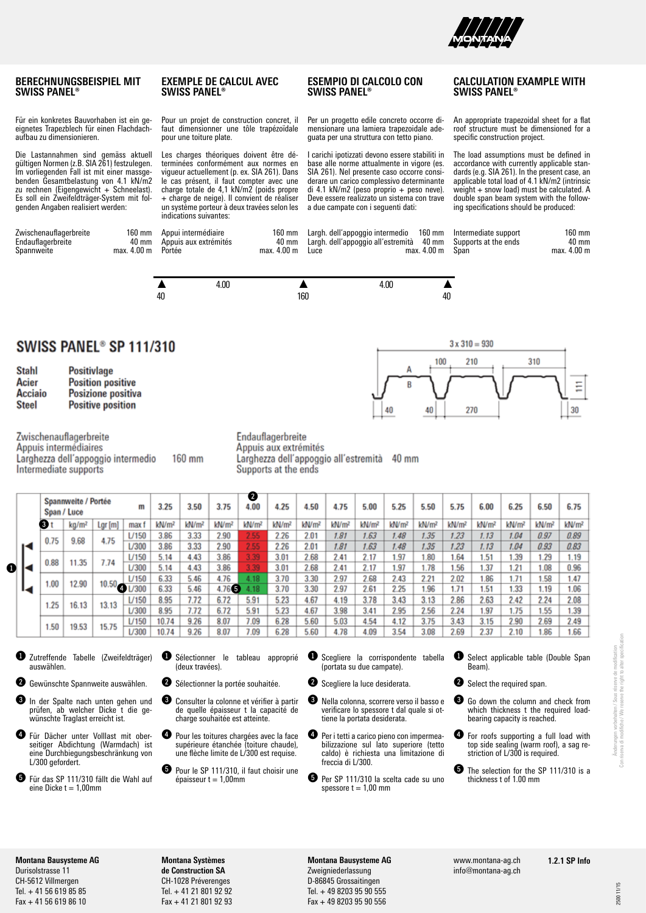## BERECHNUNGSBEISPIEL MIT SWISS PANEL®

Für ein konkretes Bauvorhaben ist ein geeignetes Trapezblech für einen Flachdachaufbau zu dimensionieren.

Die Lastannahmen sind gemäss aktuell gültigen Normen (z.B. SIA 261) festzulegen. Im vorliegenden Fall ist mit einer massgebenden Gesamtbelastung von 4.1 kN/m2 zu rechnen (Eigengewicht + Schneelast). Es soll ein Zweifeldträger-System mit folgenden Angaben realisiert werden:

| | |
|---|---|
| Zwischenauflagerbreite | 160 mm |
| Endauflagerbreite | 40 mm |
| Spannweite | max. 4.00 m |

## EXEMPLE DE CALCUL AVEC SWISS PANEL®

Pour un projet de construction concret, il faut dimensionner une tôle trapézoïdale pour une toiture plate.

Les charges théoriques doivent être déterminées conformément aux normes en vigueur actuellement (p. ex. SIA 261). Dans le cas présent, il faut compter avec une charge totale de 4,1 kN/m2 (poids propre + charge de neige). Il convient de réaliser un système porteur à deux travées selon les indications suivantes:

| | |
|---|---|
| Appui intermédiaire | 160 mm |
| Appuis aux extrémités | 40 mm |
| Portée | max. 4.00 m |

## ESEMPIO DI CALCOLO CON SWISS PANEL®

Per un progetto edile concreto occorre dimensionare una lamiera trapezoidale adeguata per una struttura con tetto piano.

I carichi ipotizzati devono essere stabiliti in base alle norme attualmente in vigore (es. SIA 261). Nel presente caso occorre considerare un carico complessivo determinante di 4.1 kN/m2 (peso proprio + peso neve). Deve essere realizzato un sistema con trave a due campate con i seguenti dati:

| | |
|---|---|
| Largh. dell'appoggio intermedio | 160 mm |
| Largh. dell'appoggio all'estremità | 40 mm |
| Luce | max. 4.00 m |

## CALCULATION EXAMPLE WITH SWISS PANEL®

An appropriate trapezoidal sheet for a flat roof structure must be dimensioned for a specific construction project.

The load assumptions must be defined in accordance with currently applicable standards (e.g. SIA 261). In the present case, an applicable total load of 4.1 kN/m2 (intrinsic weight + snow load) must be calculated. A double span beam system with the following specifications should be produced:

| | |
|---|---|
| Intermediate support | 160 mm |
| Supports at the ends | 40 mm |
| Span | max. 4.00 m |

40 — 4.00 — 160 — 4.00 — 40

# SWISS PANEL® SP 111/310

**Stahl** – **Positivlage**
**Acier** – **Position positive**
**Acciaio** – **Posizione positiva**
**Steel** – **Positive position**

3 x 310 = 930; 100; 210; 310; A; B; 111; 40; 40; 270; 30

Zwischenauflagerbreite / Appuis intermédiaires / Larghezza dell'appoggio intermedio / Intermediate supports: 160 mm

Endauflagerbreite / Appuis aux extrémités / Larghezza dell'appoggio all'estremità / Supports at the ends: 40 mm

| Spannweite / Portée Span / Luce | | | m | 3.25 | 3.50 | 3.75 | ❷ 4.00 | 4.25 | 4.50 | 4.75 | 5.00 | 5.25 | 5.50 | 5.75 | 6.00 | 6.25 | 6.50 | 6.75 |
|---|---|---|---|---|---|---|---|---|---|---|---|---|---|---|---|---|---|---|
| ❸ t | kg/m² | Lgr [m] | max f | kN/m² | kN/m² | kN/m² | kN/m² | kN/m² | kN/m² | kN/m² | kN/m² | kN/m² | kN/m² | kN/m² | kN/m² | kN/m² | kN/m² | kN/m² |
| 0.75 | 9.68 | 4.75 | L/150 | 3.86 | 3.33 | 2.90 | 2.55 | 2.26 | 2.01 | *1.81* | *1.63* | *1.48* | *1.35* | *1.23* | *1.13* | *1.04* | *0.97* | *0.89* |
| | | | L/300 | 3.86 | 3.33 | 2.90 | 2.55 | 2.26 | 2.01 | *1.81* | *1.63* | *1.48* | *1.35* | *1.23* | *1.13* | *1.04* | *0.93* | *0.83* |
| 0.88 | 11.35 | 7.74 | L/150 | 5.14 | 4.43 | 3.86 | 3.39 | 3.01 | 2.68 | 2.41 | 2.17 | 1.97 | 1.80 | 1.64 | 1.51 | 1.39 | 1.29 | 1.19 |
| | | | L/300 | 5.14 | 4.43 | 3.86 | 3.39 | 3.01 | 2.68 | 2.41 | 2.17 | 1.97 | 1.78 | 1.56 | 1.37 | 1.21 | 1.08 | 0.96 |
| 1.00 | 12.90 | 10.50 | L/150 | 6.33 | 5.46 | 4.76 | 4.18 | 3.70 | 3.30 | 2.97 | 2.68 | 2.43 | 2.21 | 2.02 | 1.86 | 1.71 | 1.58 | 1.47 |
| | | | ❹ L/300 | 6.33 | 5.46 | 4.76 ❺ | 4.18 | 3.70 | 3.30 | 2.97 | 2.61 | 2.25 | 1.96 | 1.71 | 1.51 | 1.33 | 1.19 | 1.06 |
| 1.25 | 16.13 | 13.13 | L/150 | 8.95 | 7.72 | 6.72 | 5.91 | 5.23 | 4.67 | 4.19 | 3.78 | 3.43 | 3.13 | 2.86 | 2.63 | 2.42 | 2.24 | 2.08 |
| | | | L/300 | 8.95 | 7.72 | 6.72 | 5.91 | 5.23 | 4.67 | 3.98 | 3.41 | 2.95 | 2.56 | 2.24 | 1.97 | 1.75 | 1.55 | 1.39 |
| 1.50 | 19.53 | 15.75 | L/150 | 10.74 | 9.26 | 8.07 | 7.09 | 6.28 | 5.60 | 5.03 | 4.54 | 4.12 | 3.75 | 3.43 | 3.15 | 2.90 | 2.69 | 2.49 |
| | | | L/300 | 10.74 | 9.26 | 8.07 | 7.09 | 6.28 | 5.60 | 4.78 | 4.09 | 3.54 | 3.08 | 2.69 | 2.37 | 2.10 | 1.86 | 1.66 |

❶ Zutreffende Tabelle (Zweifeldträger) auswählen.

❷ Gewünschte Spannweite auswählen.

❸ In der Spalte nach unten gehen und prüfen, ab welcher Dicke t die gewünschte Traglast erreicht ist.

❹ Für Dächer unter Volllast mit oberseitiger Abdichtung (Warmdach) ist eine Durchbiegungsbeschränkung von L/300 gefordert.

❺ Für das SP 111/310 fällt die Wahl auf eine Dicke t = 1,00mm

❶ Sélectionner le tableau approprié (deux travées).

❷ Sélectionner la portée souhaitée.

❸ Consulter la colonne et vérifier à partir de quelle épaisseur t la capacité de charge souhaitée est atteinte.

❹ Pour les toitures chargées avec la face supérieure étanchée (toiture chaude), une flèche limite de L/300 est requise.

❺ Pour le SP 111/310, il faut choisir une épaisseur t = 1,00mm

❶ Scegliere la corrispondente tabella (portata su due campate).

❷ Scegliere la luce desiderata.

❸ Nella colonna, scorrere verso il basso e verificare lo spessore t dal quale si ottiene la portata desiderata.

❹ Per i tetti a carico pieno con impermeabilizzazione sul lato superiore (tetto caldo) è richiesta una limitazione di freccia di L/300.

❺ Per SP 111/310 la scelta cade su uno spessore t = 1,00 mm

❶ Select applicable table (Double Span Beam).

❷ Select the required span.

❸ Go down the column and check from which thickness t the required load-bearing capacity is reached.

❹ For roofs supporting a full load with top side sealing (warm roof), a sag restriction of L/300 is required.

❺ The selection for the SP 111/310 is a thickness t of 1.00 mm

Änderungen vorbehalten / Sous réserve de modification
Con riserva di modifiche / We reserve the right to alter specification

**Montana Bausysteme AG**
Durisolstrasse 11
CH-5612 Villmergen
Tel. + 41 56 619 85 85
Fax + 41 56 619 86 10

**Montana Systèmes de Construction SA**
CH-1028 Préverenges
Tel. + 41 21 801 92 92
Fax + 41 21 801 92 93

**Montana Bausysteme AG**
Zweigniederlassung
D-86845 Grossaitingen
Tel. + 49 8203 95 90 555
Fax + 49 8203 95 90 556

www.montana-ag.ch
info@montana-ag.ch

**1.2.1 SP Info**

2500 11/15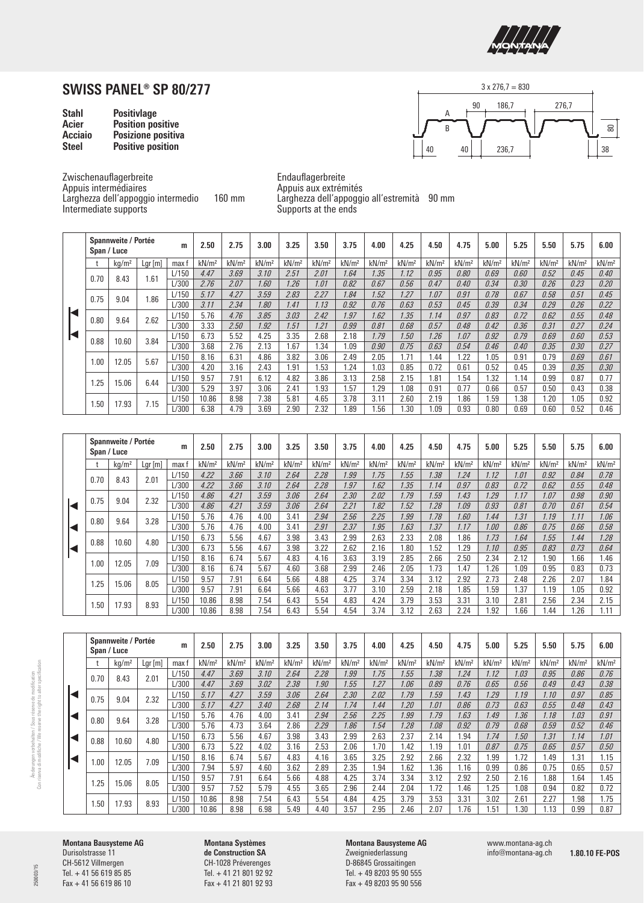# SWISS PANEL® SP 80/277

| | |
|---|---|
| **Stahl** | **Positivlage** |
| **Acier** | **Position positive** |
| **Acciaio** | **Posizione positiva** |
| **Steel** | **Positive position** |

3 x 276,7 = 830
90 186,7 276,7
A
B
80
40 40 236,7 38

Zwischenauflagerbreite
Appuis intermédiaires
Larghezza dell'appoggio intermedio 160 mm
Intermediate supports

Endauflagerbreite
Appuis aux extrémités
Larghezza dell'appoggio all'estremità 90 mm
Supports at the ends

| Spannweite / Portée Span / Luce | | | m | 2.50 | 2.75 | 3.00 | 3.25 | 3.50 | 3.75 | 4.00 | 4.25 | 4.50 | 4.75 | 5.00 | 5.25 | 5.50 | 5.75 | 6.00 |
|---|---|---|---|---|---|---|---|---|---|---|---|---|---|---|---|---|---|---|
| t | kg/m² | Lgr [m] | max f | kN/m² | kN/m² | kN/m² | kN/m² | kN/m² | kN/m² | kN/m² | kN/m² | kN/m² | kN/m² | kN/m² | kN/m² | kN/m² | kN/m² | kN/m² |
| 0.70 | 8.43 | 1.61 | L/150 | *4.47* | *3.69* | *3.10* | *2.51* | *2.01* | *1.64* | *1.35* | *1.12* | *0.95* | *0.80* | *0.69* | *0.60* | *0.52* | *0.45* | *0.40* |
| | | | L/300 | *2.76* | *2.07* | *1.60* | *1.26* | *1.01* | *0.82* | *0.67* | *0.56* | *0.47* | *0.40* | *0.34* | *0.30* | *0.26* | *0.23* | *0.20* |
| 0.75 | 9.04 | 1.86 | L/150 | *5.17* | *4.27* | *3.59* | *2.83* | *2.27* | *1.84* | *1.52* | *1.27* | *1.07* | *0.91* | *0.78* | *0.67* | *0.58* | *0.51* | *0.45* |
| | | | L/300 | *3.11* | *2.34* | *1.80* | *1.41* | *1.13* | *0.92* | *0.76* | *0.63* | *0.53* | *0.45* | *0.39* | *0.34* | *0.29* | *0.26* | *0.22* |
| 0.80 | 9.64 | 2.62 | L/150 | 5.76 | *4.76* | *3.85* | *3.03* | *2.42* | *1.97* | *1.62* | *1.35* | *1.14* | *0.97* | *0.83* | *0.72* | *0.62* | *0.55* | *0.48* |
| | | | L/300 | 3.33 | *2.50* | *1.92* | *1.51* | *1.21* | *0.99* | *0.81* | *0.68* | *0.57* | *0.48* | *0.42* | *0.36* | *0.31* | *0.27* | *0.24* |
| 0.88 | 10.60 | 3.84 | L/150 | 6.73 | 5.52 | 4.25 | 3.35 | 2.68 | 2.18 | *1.79* | *1.50* | *1.26* | *1.07* | *0.92* | *0.79* | *0.69* | *0.60* | *0.53* |
| | | | L/300 | 3.68 | 2.76 | 2.13 | 1.67 | 1.34 | 1.09 | *0.90* | *0.75* | *0.63* | *0.54* | *0.46* | *0.40* | *0.35* | *0.30* | *0.27* |
| 1.00 | 12.05 | 5.67 | L/150 | 8.16 | 6.31 | 4.86 | 3.82 | 3.06 | 2.49 | 2.05 | 1.71 | 1.44 | 1.22 | 1.05 | 0.91 | 0.79 | *0.69* | *0.61* |
| | | | L/300 | 4.20 | 3.16 | 2.43 | 1.91 | 1.53 | 1.24 | 1.03 | 0.85 | 0.72 | 0.61 | 0.52 | 0.45 | 0.39 | *0.35* | *0.30* |
| 1.25 | 15.06 | 6.44 | L/150 | 9.57 | 7.91 | 6.12 | 4.82 | 3.86 | 3.13 | 2.58 | 2.15 | 1.81 | 1.54 | 1.32 | 1.14 | 0.99 | 0.87 | 0.77 |
| | | | L/300 | 5.29 | 3.97 | 3.06 | 2.41 | 1.93 | 1.57 | 1.29 | 1.08 | 0.91 | 0.77 | 0.66 | 0.57 | 0.50 | 0.43 | 0.38 |
| 1.50 | 17.93 | 7.15 | L/150 | 10.86 | 8.98 | 7.38 | 5.81 | 4.65 | 3.78 | 3.11 | 2.60 | 2.19 | 1.86 | 1.59 | 1.38 | 1.20 | 1.05 | 0.92 |
| | | | L/300 | 6.38 | 4.79 | 3.69 | 2.90 | 2.32 | 1.89 | 1.56 | 1.30 | 1.09 | 0.93 | 0.80 | 0.69 | 0.60 | 0.52 | 0.46 |

| Spannweite / Portée Span / Luce | | | m | 2.50 | 2.75 | 3.00 | 3.25 | 3.50 | 3.75 | 4.00 | 4.25 | 4.50 | 4.75 | 5.00 | 5.25 | 5.50 | 5.75 | 6.00 |
|---|---|---|---|---|---|---|---|---|---|---|---|---|---|---|---|---|---|---|
| t | kg/m² | Lgr [m] | max f | kN/m² | kN/m² | kN/m² | kN/m² | kN/m² | kN/m² | kN/m² | kN/m² | kN/m² | kN/m² | kN/m² | kN/m² | kN/m² | kN/m² | kN/m² |
| 0.70 | 8.43 | 2.01 | L/150 | *4.22* | *3.66* | *3.10* | *2.64* | *2.28* | *1.99* | *1.75* | *1.55* | *1.38* | *1.24* | *1.12* | *1.01* | *0.92* | *0.84* | *0.78* |
| | | | L/300 | *4.22* | *3.66* | *3.10* | *2.64* | *2.28* | *1.97* | *1.62* | *1.35* | *1.14* | *0.97* | *0.83* | *0.72* | *0.62* | *0.55* | *0.48* |
| 0.75 | 9.04 | 2.32 | L/150 | *4.86* | *4.21* | *3.59* | *3.06* | *2.64* | *2.30* | *2.02* | *1.79* | *1.59* | *1.43* | *1.29* | *1.17* | *1.07* | *0.98* | *0.90* |
| | | | L/300 | *4.86* | *4.21* | *3.59* | *3.06* | *2.64* | *2.21* | *1.82* | *1.52* | *1.28* | *1.09* | *0.93* | *0.81* | *0.70* | *0.61* | *0.54* |
| 0.80 | 9.64 | 3.28 | L/150 | 5.76 | 4.76 | 4.00 | 3.41 | *2.94* | *2.56* | *2.25* | *1.99* | *1.78* | *1.60* | *1.44* | *1.31* | *1.19* | *1.11* | *1.06* |
| | | | L/300 | 5.76 | 4.76 | 4.00 | 3.41 | *2.91* | *2.37* | *1.95* | *1.63* | *1.37* | *1.17* | *1.00* | *0.86* | *0.75* | *0.66* | *0.58* |
| 0.88 | 10.60 | 4.80 | L/150 | 6.73 | 5.56 | 4.67 | 3.98 | 3.43 | 2.99 | 2.63 | 2.33 | 2.08 | 1.86 | *1.73* | *1.64* | *1.55* | *1.44* | *1.28* |
| | | | L/300 | 6.73 | 5.56 | 4.67 | 3.98 | 3.22 | 2.62 | 2.16 | 1.80 | 1.52 | 1.29 | *1.10* | *0.95* | *0.83* | *0.73* | *0.64* |
| 1.00 | 12.05 | 7.09 | L/150 | 8.16 | 6.74 | 5.67 | 4.83 | 4.16 | 3.63 | 3.19 | 2.85 | 2.66 | 2.50 | 2.34 | 2.12 | 1.90 | 1.66 | 1.46 |
| | | | L/300 | 8.16 | 6.74 | 5.67 | 4.60 | 3.68 | 2.99 | 2.46 | 2.05 | 1.73 | 1.47 | 1.26 | 1.09 | 0.95 | 0.83 | 0.73 |
| 1.25 | 15.06 | 8.05 | L/150 | 9.57 | 7.91 | 6.64 | 5.66 | 4.88 | 4.25 | 3.74 | 3.34 | 3.12 | 2.92 | 2.73 | 2.48 | 2.26 | 2.07 | 1.84 |
| | | | L/300 | 9.57 | 7.91 | 6.64 | 5.66 | 4.63 | 3.77 | 3.10 | 2.59 | 2.18 | 1.85 | 1.59 | 1.37 | 1.19 | 1.05 | 0.92 |
| 1.50 | 17.93 | 8.93 | L/150 | 10.86 | 8.98 | 7.54 | 6.43 | 5.54 | 4.83 | 4.24 | 3.79 | 3.53 | 3.31 | 3.10 | 2.81 | 2.56 | 2.34 | 2.15 |
| | | | L/300 | 10.86 | 8.98 | 7.54 | 6.43 | 5.54 | 4.54 | 3.74 | 3.12 | 2.63 | 2.24 | 1.92 | 1.66 | 1.44 | 1.26 | 1.11 |

| Spannweite / Portée Span / Luce | | | m | 2.50 | 2.75 | 3.00 | 3.25 | 3.50 | 3.75 | 4.00 | 4.25 | 4.50 | 4.75 | 5.00 | 5.25 | 5.50 | 5.75 | 6.00 |
|---|---|---|---|---|---|---|---|---|---|---|---|---|---|---|---|---|---|---|
| t | kg/m² | Lgr [m] | max f | kN/m² | kN/m² | kN/m² | kN/m² | kN/m² | kN/m² | kN/m² | kN/m² | kN/m² | kN/m² | kN/m² | kN/m² | kN/m² | kN/m² | kN/m² |
| 0.70 | 8.43 | 2.01 | L/150 | *4.47* | *3.69* | *3.10* | *2.64* | *2.28* | *1.99* | *1.75* | *1.55* | *1.38* | *1.24* | *1.12* | *1.03* | *0.95* | *0.86* | *0.76* |
| | | | L/300 | *4.47* | *3.69* | *3.02* | *2.38* | *1.90* | *1.55* | *1.27* | *1.06* | *0.89* | *0.76* | *0.65* | *0.56* | *0.49* | *0.43* | *0.38* |
| 0.75 | 9.04 | 2.32 | L/150 | *5.17* | *4.27* | *3.59* | *3.06* | *2.64* | *2.30* | *2.02* | *1.79* | *1.59* | *1.43* | *1.29* | *1.19* | *1.10* | *0.97* | *0.85* |
| | | | L/300 | *5.17* | *4.27* | *3.40* | *2.68* | *2.14* | *1.74* | *1.44* | *1.20* | *1.01* | *0.86* | *0.73* | *0.63* | *0.55* | *0.48* | *0.43* |
| 0.80 | 9.64 | 3.28 | L/150 | 5.76 | 4.76 | 4.00 | 3.41 | *2.94* | *2.56* | *2.25* | *1.99* | *1.79* | *1.63* | *1.49* | *1.36* | *1.18* | *1.03* | *0.91* |
| | | | L/300 | 5.76 | 4.73 | 3.64 | 2.86 | *2.29* | *1.86* | *1.54* | *1.28* | *1.08* | *0.92* | *0.79* | *0.68* | *0.59* | *0.52* | *0.46* |
| 0.88 | 10.60 | 4.80 | L/150 | 6.73 | 5.56 | 4.67 | 3.98 | 3.43 | 2.99 | 2.63 | 2.37 | 2.14 | 1.94 | *1.74* | *1.50* | *1.31* | *1.14* | *1.01* |
| | | | L/300 | 6.73 | 5.22 | 4.02 | 3.16 | 2.53 | 2.06 | 1.70 | 1.42 | 1.19 | 1.01 | *0.87* | *0.75* | *0.65* | *0.57* | *0.50* |
| 1.00 | 12.05 | 7.09 | L/150 | 8.16 | 6.74 | 5.67 | 4.83 | 4.16 | 3.65 | 3.25 | 2.92 | 2.66 | 2.32 | 1.99 | 1.72 | 1.49 | 1.31 | 1.15 |
| | | | L/300 | 7.94 | 5.97 | 4.60 | 3.62 | 2.89 | 2.35 | 1.94 | 1.62 | 1.36 | 1.16 | 0.99 | 0.86 | 0.75 | 0.65 | 0.57 |
| 1.25 | 15.06 | 8.05 | L/150 | 9.57 | 7.91 | 6.64 | 5.66 | 4.88 | 4.25 | 3.74 | 3.34 | 3.12 | 2.92 | 2.50 | 2.16 | 1.88 | 1.64 | 1.45 |
| | | | L/300 | 9.57 | 7.52 | 5.79 | 4.55 | 3.65 | 2.96 | 2.44 | 2.04 | 1.72 | 1.46 | 1.25 | 1.08 | 0.94 | 0.82 | 0.72 |
| 1.50 | 17.93 | 8.93 | L/150 | 10.86 | 8.98 | 7.54 | 6.43 | 5.54 | 4.84 | 4.25 | 3.79 | 3.53 | 3.31 | 3.02 | 2.61 | 2.27 | 1.98 | 1.75 |
| | | | L/300 | 10.86 | 8.98 | 6.98 | 5.49 | 4.40 | 3.57 | 2.95 | 2.46 | 2.07 | 1.76 | 1.51 | 1.30 | 1.13 | 0.99 | 0.87 |

Änderungen vorbehalten / Sous réserve de modification
Con riserva di modifiche / We reserve the right to alter specification

**Montana Bausysteme AG**
Durisolstrasse 11
CH-5612 Villmergen
Tel. + 41 56 619 85 85
Fax + 41 56 619 86 10

**Montana Systèmes de Construction SA**
CH-1028 Préverenges
Tel. + 41 21 801 92 92
Fax + 41 21 801 92 93

**Montana Bausysteme AG**
Zweigniederlassung
D-86845 Grossaitingen
Tel. + 49 8203 95 90 555
Fax + 49 8203 95 90 556

www.montana-ag.ch
info@montana-ag.ch

**1.80.10 FE-POS**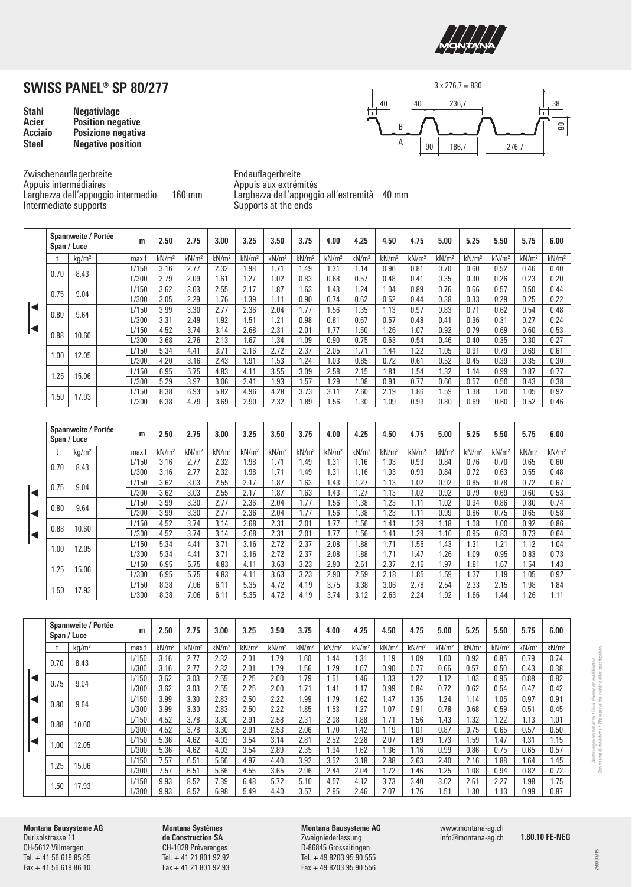# SWISS PANEL® SP 80/277

| | |
|---|---|
| **Stahl** | **Negativlage** |
| **Acier** | **Position negative** |
| **Acciaio** | **Posizione negativa** |
| **Steel** | **Negative position** |

3 x 276,7 = 830

40 40 236,7 38

B 80

A 90 186,7 276,7

Zwischenauflagerbreite
Appuis intermédiaires
Larghezza dell'appoggio intermedio 160 mm
Intermediate supports

Endauflagerbreite
Appuis aux extrémités
Larghezza dell'appoggio all'estremità 40 mm
Supports at the ends

**Two spans (◄ ◄)**

| t | kg/m² | Spannweite / Portée Span / Luce m | 2.50 | 2.75 | 3.00 | 3.25 | 3.50 | 3.75 | 4.00 | 4.25 | 4.50 | 4.75 | 5.00 | 5.25 | 5.50 | 5.75 | 6.00 |
|---|---|---|---|---|---|---|---|---|---|---|---|---|---|---|---|---|---|
| | | max f | kN/m² | kN/m² | kN/m² | kN/m² | kN/m² | kN/m² | kN/m² | kN/m² | kN/m² | kN/m² | kN/m² | kN/m² | kN/m² | kN/m² | kN/m² |
| 0.70 | 8.43 | L/150 | 3.16 | 2.77 | 2.32 | 1.98 | 1.71 | 1.49 | 1.31 | 1.14 | 0.96 | 0.81 | 0.70 | 0.60 | 0.52 | 0.46 | 0.40 |
| | | L/300 | 2.79 | 2.09 | 1.61 | 1.27 | 1.02 | 0.83 | 0.68 | 0.57 | 0.48 | 0.41 | 0.35 | 0.30 | 0.26 | 0.23 | 0.20 |
| 0.75 | 9.04 | L/150 | 3.62 | 3.03 | 2.55 | 2.17 | 1.87 | 1.63 | 1.43 | 1.24 | 1.04 | 0.89 | 0.76 | 0.66 | 0.57 | 0.50 | 0.44 |
| | | L/300 | 3.05 | 2.29 | 1.76 | 1.39 | 1.11 | 0.90 | 0.74 | 0.62 | 0.52 | 0.44 | 0.38 | 0.33 | 0.29 | 0.25 | 0.22 |
| 0.80 | 9.64 | L/150 | 3.99 | 3.30 | 2.77 | 2.36 | 2.04 | 1.77 | 1.56 | 1.35 | 1.13 | 0.97 | 0.83 | 0.71 | 0.62 | 0.54 | 0.48 |
| | | L/300 | 3.31 | 2.49 | 1.92 | 1.51 | 1.21 | 0.98 | 0.81 | 0.67 | 0.57 | 0.48 | 0.41 | 0.36 | 0.31 | 0.27 | 0.24 |
| 0.88 | 10.60 | L/150 | 4.52 | 3.74 | 3.14 | 2.68 | 2.31 | 2.01 | 1.77 | 1.50 | 1.26 | 1.07 | 0.92 | 0.79 | 0.69 | 0.60 | 0.53 |
| | | L/300 | 3.68 | 2.76 | 2.13 | 1.67 | 1.34 | 1.09 | 0.90 | 0.75 | 0.63 | 0.54 | 0.46 | 0.40 | 0.35 | 0.30 | 0.27 |
| 1.00 | 12.05 | L/150 | 5.34 | 4.41 | 3.71 | 3.16 | 2.72 | 2.37 | 2.05 | 1.71 | 1.44 | 1.22 | 1.05 | 0.91 | 0.79 | 0.69 | 0.61 |
| | | L/300 | 4.20 | 3.16 | 2.43 | 1.91 | 1.53 | 1.24 | 1.03 | 0.85 | 0.72 | 0.61 | 0.52 | 0.45 | 0.39 | 0.35 | 0.30 |
| 1.25 | 15.06 | L/150 | 6.95 | 5.75 | 4.83 | 4.11 | 3.55 | 3.09 | 2.58 | 2.15 | 1.81 | 1.54 | 1.32 | 1.14 | 0.99 | 0.87 | 0.77 |
| | | L/300 | 5.29 | 3.97 | 3.06 | 2.41 | 1.93 | 1.57 | 1.29 | 1.08 | 0.91 | 0.77 | 0.66 | 0.57 | 0.50 | 0.43 | 0.38 |
| 1.50 | 17.93 | L/150 | 8.38 | 6.93 | 5.82 | 4.96 | 4.28 | 3.73 | 3.11 | 2.60 | 2.19 | 1.86 | 1.59 | 1.38 | 1.20 | 1.05 | 0.92 |
| | | L/300 | 6.38 | 4.79 | 3.69 | 2.90 | 2.32 | 1.89 | 1.56 | 1.30 | 1.09 | 0.93 | 0.80 | 0.69 | 0.60 | 0.52 | 0.46 |

**Three spans (◄ ◄ ◄)**

| t | kg/m² | Spannweite / Portée Span / Luce m | 2.50 | 2.75 | 3.00 | 3.25 | 3.50 | 3.75 | 4.00 | 4.25 | 4.50 | 4.75 | 5.00 | 5.25 | 5.50 | 5.75 | 6.00 |
|---|---|---|---|---|---|---|---|---|---|---|---|---|---|---|---|---|---|
| | | max f | kN/m² | kN/m² | kN/m² | kN/m² | kN/m² | kN/m² | kN/m² | kN/m² | kN/m² | kN/m² | kN/m² | kN/m² | kN/m² | kN/m² | kN/m² |
| 0.70 | 8.43 | L/150 | 3.16 | 2.77 | 2.32 | 1.98 | 1.71 | 1.49 | 1.31 | 1.16 | 1.03 | 0.93 | 0.84 | 0.76 | 0.70 | 0.65 | 0.60 |
| | | L/300 | 3.16 | 2.77 | 2.32 | 1.98 | 1.71 | 1.49 | 1.31 | 1.16 | 1.03 | 0.93 | 0.84 | 0.72 | 0.63 | 0.55 | 0.48 |
| 0.75 | 9.04 | L/150 | 3.62 | 3.03 | 2.55 | 2.17 | 1.87 | 1.63 | 1.43 | 1.27 | 1.13 | 1.02 | 0.92 | 0.85 | 0.78 | 0.72 | 0.67 |
| | | L/300 | 3.62 | 3.03 | 2.55 | 2.17 | 1.87 | 1.63 | 1.43 | 1.27 | 1.13 | 1.02 | 0.92 | 0.79 | 0.69 | 0.60 | 0.53 |
| 0.80 | 9.64 | L/150 | 3.99 | 3.30 | 2.77 | 2.36 | 2.04 | 1.77 | 1.56 | 1.38 | 1.23 | 1.11 | 1.02 | 0.94 | 0.86 | 0.80 | 0.74 |
| | | L/300 | 3.99 | 3.30 | 2.77 | 2.36 | 2.04 | 1.77 | 1.56 | 1.38 | 1.23 | 1.11 | 0.99 | 0.86 | 0.75 | 0.65 | 0.58 |
| 0.88 | 10.60 | L/150 | 4.52 | 3.74 | 3.14 | 2.68 | 2.31 | 2.01 | 1.77 | 1.56 | 1.41 | 1.29 | 1.18 | 1.08 | 1.00 | 0.92 | 0.86 |
| | | L/300 | 4.52 | 3.74 | 3.14 | 2.68 | 2.31 | 2.01 | 1.77 | 1.56 | 1.41 | 1.29 | 1.10 | 0.95 | 0.83 | 0.73 | 0.64 |
| 1.00 | 12.05 | L/150 | 5.34 | 4.41 | 3.71 | 3.16 | 2.72 | 2.37 | 2.08 | 1.88 | 1.71 | 1.56 | 1.43 | 1.31 | 1.21 | 1.12 | 1.04 |
| | | L/300 | 5.34 | 4.41 | 3.71 | 3.16 | 2.72 | 2.37 | 2.08 | 1.88 | 1.71 | 1.47 | 1.26 | 1.09 | 0.95 | 0.83 | 0.73 |
| 1.25 | 15.06 | L/150 | 6.95 | 5.75 | 4.83 | 4.11 | 3.63 | 3.23 | 2.90 | 2.61 | 2.37 | 2.16 | 1.97 | 1.81 | 1.67 | 1.54 | 1.43 |
| | | L/300 | 6.95 | 5.75 | 4.83 | 4.11 | 3.63 | 3.23 | 2.90 | 2.59 | 2.18 | 1.85 | 1.59 | 1.37 | 1.19 | 1.05 | 0.92 |
| 1.50 | 17.93 | L/150 | 8.38 | 7.06 | 6.11 | 5.35 | 4.72 | 4.19 | 3.75 | 3.38 | 3.06 | 2.78 | 2.54 | 2.33 | 2.15 | 1.98 | 1.84 |
| | | L/300 | 8.38 | 7.06 | 6.11 | 5.35 | 4.72 | 4.19 | 3.74 | 3.12 | 2.63 | 2.24 | 1.92 | 1.66 | 1.44 | 1.26 | 1.11 |

**Four spans (◄ ◄ ◄ ◄)**

| t | kg/m² | Spannweite / Portée Span / Luce m | 2.50 | 2.75 | 3.00 | 3.25 | 3.50 | 3.75 | 4.00 | 4.25 | 4.50 | 4.75 | 5.00 | 5.25 | 5.50 | 5.75 | 6.00 |
|---|---|---|---|---|---|---|---|---|---|---|---|---|---|---|---|---|---|
| | | max f | kN/m² | kN/m² | kN/m² | kN/m² | kN/m² | kN/m² | kN/m² | kN/m² | kN/m² | kN/m² | kN/m² | kN/m² | kN/m² | kN/m² | kN/m² |
| 0.70 | 8.43 | L/150 | 3.16 | 2.77 | 2.32 | 2.01 | 1.79 | 1.60 | 1.44 | 1.31 | 1.19 | 1.09 | 1.00 | 0.92 | 0.85 | 0.79 | 0.74 |
| | | L/300 | 3.16 | 2.77 | 2.32 | 2.01 | 1.79 | 1.56 | 1.29 | 1.07 | 0.90 | 0.77 | 0.66 | 0.57 | 0.50 | 0.43 | 0.38 |
| 0.75 | 9.04 | L/150 | 3.62 | 3.03 | 2.55 | 2.25 | 2.00 | 1.79 | 1.61 | 1.46 | 1.33 | 1.22 | 1.12 | 1.03 | 0.95 | 0.88 | 0.82 |
| | | L/300 | 3.62 | 3.03 | 2.55 | 2.25 | 2.00 | 1.71 | 1.41 | 1.17 | 0.99 | 0.84 | 0.72 | 0.62 | 0.54 | 0.47 | 0.42 |
| 0.80 | 9.64 | L/150 | 3.99 | 3.30 | 2.83 | 2.50 | 2.22 | 1.99 | 1.79 | 1.62 | 1.47 | 1.35 | 1.24 | 1.14 | 1.05 | 0.97 | 0.91 |
| | | L/300 | 3.99 | 3.30 | 2.83 | 2.50 | 2.22 | 1.85 | 1.53 | 1.27 | 1.07 | 0.91 | 0.78 | 0.68 | 0.59 | 0.51 | 0.45 |
| 0.88 | 10.60 | L/150 | 4.52 | 3.78 | 3.30 | 2.91 | 2.58 | 2.31 | 2.08 | 1.88 | 1.71 | 1.56 | 1.43 | 1.32 | 1.22 | 1.13 | 1.01 |
| | | L/300 | 4.52 | 3.78 | 3.30 | 2.91 | 2.53 | 2.06 | 1.70 | 1.42 | 1.19 | 1.01 | 0.87 | 0.75 | 0.65 | 0.57 | 0.50 |
| 1.00 | 12.05 | L/150 | 5.36 | 4.62 | 4.03 | 3.54 | 3.14 | 2.81 | 2.52 | 2.28 | 2.07 | 1.89 | 1.73 | 1.59 | 1.47 | 1.31 | 1.15 |
| | | L/300 | 5.36 | 4.62 | 4.03 | 3.54 | 2.89 | 2.35 | 1.94 | 1.62 | 1.36 | 1.16 | 0.99 | 0.86 | 0.75 | 0.65 | 0.57 |
| 1.25 | 15.06 | L/150 | 7.57 | 6.51 | 5.66 | 4.97 | 4.40 | 3.92 | 3.52 | 3.18 | 2.88 | 2.63 | 2.40 | 2.16 | 1.88 | 1.64 | 1.45 |
| | | L/300 | 7.57 | 6.51 | 5.66 | 4.55 | 3.65 | 2.96 | 2.44 | 2.04 | 1.72 | 1.46 | 1.25 | 1.08 | 0.94 | 0.82 | 0.72 |
| 1.50 | 17.93 | L/150 | 9.93 | 8.52 | 7.39 | 6.48 | 5.72 | 5.10 | 4.57 | 4.12 | 3.73 | 3.40 | 3.02 | 2.61 | 2.27 | 1.98 | 1.75 |
| | | L/300 | 9.93 | 8.52 | 6.98 | 5.49 | 4.40 | 3.57 | 2.95 | 2.46 | 2.07 | 1.76 | 1.51 | 1.30 | 1.13 | 0.99 | 0.87 |

Änderungen vorbehalten / Sous réserve de modification
Con riserva di modifiche / We reserve the right to alter specification

**Montana Bausysteme AG**
Durisolstrasse 11
CH-5612 Villmergen
Tel. + 41 56 619 85 85
Fax + 41 56 619 86 10

**Montana Systèmes de Construction SA**
CH-1028 Préverenges
Tel. + 41 21 801 92 92
Fax + 41 21 801 92 93

**Montana Bausysteme AG**
Zweigniederlassung
D-86845 Grossaitingen
Tel. + 49 8203 95 90 555
Fax + 49 8203 95 90 556

www.montana-ag.ch
info@montana-ag.ch

**1.80.10 FE-NEG**

2500 03/15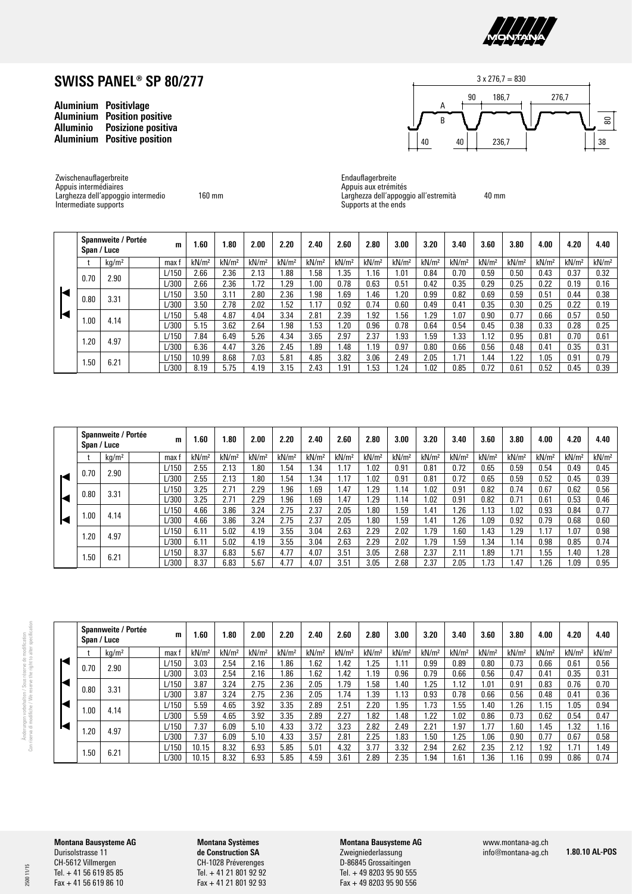# SWISS PANEL® SP 80/277

**Aluminium Positivlage**
**Aluminium Position positive**
**Alluminio Posizione positiva**
**Aluminium Positive position**

3 x 276,7 = 830

90 186,7 276,7

A

B

80

40 40 236,7 38

Zwischenauflagerbreite
Appuis intermédiaires
Larghezza dell'appoggio intermedio 160 mm
Intermediate supports

Endauflagerbreite
Appuis aux etrémités
Larghezza dell'appoggio all'estremità 40 mm
Supports at the ends

| Spannweite / Portée Span / Luce | | m | 1.60 | 1.80 | 2.00 | 2.20 | 2.40 | 2.60 | 2.80 | 3.00 | 3.20 | 3.40 | 3.60 | 3.80 | 4.00 | 4.20 | 4.40 |
|---|---|---|---|---|---|---|---|---|---|---|---|---|---|---|---|---|---|
| t | kg/m² | max f | kN/m² | kN/m² | kN/m² | kN/m² | kN/m² | kN/m² | kN/m² | kN/m² | kN/m² | kN/m² | kN/m² | kN/m² | kN/m² | kN/m² | kN/m² |
| 0.70 | 2.90 | L/150 | 2.66 | 2.36 | 2.13 | 1.88 | 1.58 | 1.35 | 1.16 | 1.01 | 0.84 | 0.70 | 0.59 | 0.50 | 0.43 | 0.37 | 0.32 |
| | | L/300 | 2.66 | 2.36 | 1.72 | 1.29 | 1.00 | 0.78 | 0.63 | 0.51 | 0.42 | 0.35 | 0.29 | 0.25 | 0.22 | 0.19 | 0.16 |
| 0.80 | 3.31 | L/150 | 3.50 | 3.11 | 2.80 | 2.36 | 1.98 | 1.69 | 1.46 | 1.20 | 0.99 | 0.82 | 0.69 | 0.59 | 0.51 | 0.44 | 0.38 |
| | | L/300 | 3.50 | 2.78 | 2.02 | 1.52 | 1.17 | 0.92 | 0.74 | 0.60 | 0.49 | 0.41 | 0.35 | 0.30 | 0.25 | 0.22 | 0.19 |
| 1.00 | 4.14 | L/150 | 5.48 | 4.87 | 4.04 | 3.34 | 2.81 | 2.39 | 1.92 | 1.56 | 1.29 | 1.07 | 0.90 | 0.77 | 0.66 | 0.57 | 0.50 |
| | | L/300 | 5.15 | 3.62 | 2.64 | 1.98 | 1.53 | 1.20 | 0.96 | 0.78 | 0.64 | 0.54 | 0.45 | 0.38 | 0.33 | 0.28 | 0.25 |
| 1.20 | 4.97 | L/150 | 7.84 | 6.49 | 5.26 | 4.34 | 3.65 | 2.97 | 2.37 | 1.93 | 1.59 | 1.33 | 1.12 | 0.95 | 0.81 | 0.70 | 0.61 |
| | | L/300 | 6.36 | 4.47 | 3.26 | 2.45 | 1.89 | 1.48 | 1.19 | 0.97 | 0.80 | 0.66 | 0.56 | 0.48 | 0.41 | 0.35 | 0.31 |
| 1.50 | 6.21 | L/150 | 10.99 | 8.68 | 7.03 | 5.81 | 4.85 | 3.82 | 3.06 | 2.49 | 2.05 | 1.71 | 1.44 | 1.22 | 1.05 | 0.91 | 0.79 |
| | | L/300 | 8.19 | 5.75 | 4.19 | 3.15 | 2.43 | 1.91 | 1.53 | 1.24 | 1.02 | 0.85 | 0.72 | 0.61 | 0.52 | 0.45 | 0.39 |

| Spannweite / Portée Span / Luce | | m | 1.60 | 1.80 | 2.00 | 2.20 | 2.40 | 2.60 | 2.80 | 3.00 | 3.20 | 3.40 | 3.60 | 3.80 | 4.00 | 4.20 | 4.40 |
|---|---|---|---|---|---|---|---|---|---|---|---|---|---|---|---|---|---|
| t | kg/m² | max f | kN/m² | kN/m² | kN/m² | kN/m² | kN/m² | kN/m² | kN/m² | kN/m² | kN/m² | kN/m² | kN/m² | kN/m² | kN/m² | kN/m² | kN/m² |
| 0.70 | 2.90 | L/150 | 2.55 | 2.13 | 1.80 | 1.54 | 1.34 | 1.17 | 1.02 | 0.91 | 0.81 | 0.72 | 0.65 | 0.59 | 0.54 | 0.49 | 0.45 |
| | | L/300 | 2.55 | 2.13 | 1.80 | 1.54 | 1.34 | 1.17 | 1.02 | 0.91 | 0.81 | 0.72 | 0.65 | 0.59 | 0.52 | 0.45 | 0.39 |
| 0.80 | 3.31 | L/150 | 3.25 | 2.71 | 2.29 | 1.96 | 1.69 | 1.47 | 1.29 | 1.14 | 1.02 | 0.91 | 0.82 | 0.74 | 0.67 | 0.62 | 0.56 |
| | | L/300 | 3.25 | 2.71 | 2.29 | 1.96 | 1.69 | 1.47 | 1.29 | 1.14 | 1.02 | 0.91 | 0.82 | 0.71 | 0.61 | 0.53 | 0.46 |
| 1.00 | 4.14 | L/150 | 4.66 | 3.86 | 3.24 | 2.75 | 2.37 | 2.05 | 1.80 | 1.59 | 1.41 | 1.26 | 1.13 | 1.02 | 0.93 | 0.84 | 0.77 |
| | | L/300 | 4.66 | 3.86 | 3.24 | 2.75 | 2.37 | 2.05 | 1.80 | 1.59 | 1.41 | 1.26 | 1.09 | 0.92 | 0.79 | 0.68 | 0.60 |
| 1.20 | 4.97 | L/150 | 6.11 | 5.02 | 4.19 | 3.55 | 3.04 | 2.63 | 2.29 | 2.02 | 1.79 | 1.60 | 1.43 | 1.29 | 1.17 | 1.07 | 0.98 |
| | | L/300 | 6.11 | 5.02 | 4.19 | 3.55 | 3.04 | 2.63 | 2.29 | 2.02 | 1.79 | 1.59 | 1.34 | 1.14 | 0.98 | 0.85 | 0.74 |
| 1.50 | 6.21 | L/150 | 8.37 | 6.83 | 5.67 | 4.77 | 4.07 | 3.51 | 3.05 | 2.68 | 2.37 | 2.11 | 1.89 | 1.71 | 1.55 | 1.40 | 1.28 |
| | | L/300 | 8.37 | 6.83 | 5.67 | 4.77 | 4.07 | 3.51 | 3.05 | 2.68 | 2.37 | 2.05 | 1.73 | 1.47 | 1.26 | 1.09 | 0.95 |

| Spannweite / Portée Span / Luce | | m | 1.60 | 1.80 | 2.00 | 2.20 | 2.40 | 2.60 | 2.80 | 3.00 | 3.20 | 3.40 | 3.60 | 3.80 | 4.00 | 4.20 | 4.40 |
|---|---|---|---|---|---|---|---|---|---|---|---|---|---|---|---|---|---|
| t | kg/m² | max f | kN/m² | kN/m² | kN/m² | kN/m² | kN/m² | kN/m² | kN/m² | kN/m² | kN/m² | kN/m² | kN/m² | kN/m² | kN/m² | kN/m² | kN/m² |
| 0.70 | 2.90 | L/150 | 3.03 | 2.54 | 2.16 | 1.86 | 1.62 | 1.42 | 1.25 | 1.11 | 0.99 | 0.89 | 0.80 | 0.73 | 0.66 | 0.61 | 0.56 |
| | | L/300 | 3.03 | 2.54 | 2.16 | 1.86 | 1.62 | 1.42 | 1.19 | 0.96 | 0.79 | 0.66 | 0.56 | 0.47 | 0.41 | 0.35 | 0.31 |
| 0.80 | 3.31 | L/150 | 3.87 | 3.24 | 2.75 | 2.36 | 2.05 | 1.79 | 1.58 | 1.40 | 1.25 | 1.12 | 1.01 | 0.91 | 0.83 | 0.76 | 0.70 |
| | | L/300 | 3.87 | 3.24 | 2.75 | 2.36 | 2.05 | 1.74 | 1.39 | 1.13 | 0.93 | 0.78 | 0.66 | 0.56 | 0.48 | 0.41 | 0.36 |
| 1.00 | 4.14 | L/150 | 5.59 | 4.65 | 3.92 | 3.35 | 2.89 | 2.51 | 2.20 | 1.95 | 1.73 | 1.55 | 1.40 | 1.26 | 1.15 | 1.05 | 0.94 |
| | | L/300 | 5.59 | 4.65 | 3.92 | 3.35 | 2.89 | 2.27 | 1.82 | 1.48 | 1.22 | 1.02 | 0.86 | 0.73 | 0.62 | 0.54 | 0.47 |
| 1.20 | 4.97 | L/150 | 7.37 | 6.09 | 5.10 | 4.33 | 3.72 | 3.23 | 2.82 | 2.49 | 2.21 | 1.97 | 1.77 | 1.60 | 1.45 | 1.32 | 1.16 |
| | | L/300 | 7.37 | 6.09 | 5.10 | 4.33 | 3.57 | 2.81 | 2.25 | 1.83 | 1.50 | 1.25 | 1.06 | 0.90 | 0.77 | 0.67 | 0.58 |
| 1.50 | 6.21 | L/150 | 10.15 | 8.32 | 6.93 | 5.85 | 5.01 | 4.32 | 3.77 | 3.32 | 2.94 | 2.62 | 2.35 | 2.12 | 1.92 | 1.71 | 1.49 |
| | | L/300 | 10.15 | 8.32 | 6.93 | 5.85 | 4.59 | 3.61 | 2.89 | 2.35 | 1.94 | 1.61 | 1.36 | 1.16 | 0.99 | 0.86 | 0.74 |

Änderungen vorbehalten / Sous réserve de modification
Con riserva di modifiche / We reserve the right to alter specification

**Montana Bausysteme AG**
Durisolstrasse 11
CH-5612 Villmergen
Tel. + 41 56 619 85 85
Fax + 41 56 619 86 10

**Montana Systèmes de Construction SA**
CH-1028 Préverenges
Tel. + 41 21 801 92 92
Fax + 41 21 801 92 93

**Montana Bausysteme AG**
Zweigniederlassung
D-86845 Grossaitingen
Tel. + 49 8203 95 90 555
Fax + 49 8203 95 90 556

www.montana-ag.ch
info@montana-ag.ch

**1.80.10 AL-POS**

2500 11/15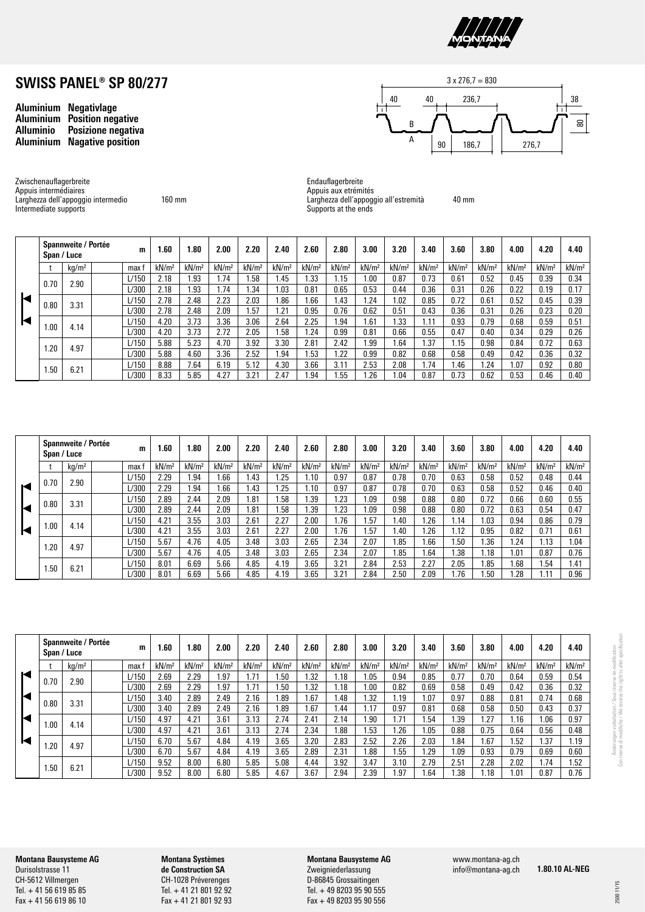# SWISS PANEL® SP 80/277

**Aluminium Negativlage**
**Aluminium Position negative**
**Alluminio Posizione negativa**
**Aluminium Nagative position**

3 x 276,7 = 830

40 | 40 | 236,7 | 38 | 80
B | A | 90 | 186,7 | 276,7

Zwischenauflagerbreite
Appuis intermédiaires
Larghezza dell'appoggio intermedio 160 mm
Intermediate supports

Endauflagerbreite
Appuis aux etrémités
Larghezza dell'appoggio all'estremità 40 mm
Supports at the ends

| Spannweite / Portée Span / Luce | | m | 1.60 | 1.80 | 2.00 | 2.20 | 2.40 | 2.60 | 2.80 | 3.00 | 3.20 | 3.40 | 3.60 | 3.80 | 4.00 | 4.20 | 4.40 |
|---|---|---|---|---|---|---|---|---|---|---|---|---|---|---|---|---|---|
| t | kg/m² | max f | kN/m² | kN/m² | kN/m² | kN/m² | kN/m² | kN/m² | kN/m² | kN/m² | kN/m² | kN/m² | kN/m² | kN/m² | kN/m² | kN/m² | kN/m² |
| 0.70 | 2.90 | L/150 | 2.18 | 1.93 | 1.74 | 1.58 | 1.45 | 1.33 | 1.15 | 1.00 | 0.87 | 0.73 | 0.61 | 0.52 | 0.45 | 0.39 | 0.34 |
| | | L/300 | 2.18 | 1.93 | 1.74 | 1.34 | 1.03 | 0.81 | 0.65 | 0.53 | 0.44 | 0.36 | 0.31 | 0.26 | 0.22 | 0.19 | 0.17 |
| 0.80 | 3.31 | L/150 | 2.78 | 2.48 | 2.23 | 2.03 | 1.86 | 1.66 | 1.43 | 1.24 | 1.02 | 0.85 | 0.72 | 0.61 | 0.52 | 0.45 | 0.39 |
| | | L/300 | 2.78 | 2.48 | 2.09 | 1.57 | 1.21 | 0.95 | 0.76 | 0.62 | 0.51 | 0.43 | 0.36 | 0.31 | 0.26 | 0.23 | 0.20 |
| 1.00 | 4.14 | L/150 | 4.20 | 3.73 | 3.36 | 3.06 | 2.64 | 2.25 | 1.94 | 1.61 | 1.33 | 1.11 | 0.93 | 0.79 | 0.68 | 0.59 | 0.51 |
| | | L/300 | 4.20 | 3.73 | 2.72 | 2.05 | 1.58 | 1.24 | 0.99 | 0.81 | 0.66 | 0.55 | 0.47 | 0.40 | 0.34 | 0.29 | 0.26 |
| 1.20 | 4.97 | L/150 | 5.88 | 5.23 | 4.70 | 3.92 | 3.30 | 2.81 | 2.42 | 1.99 | 1.64 | 1.37 | 1.15 | 0.98 | 0.84 | 0.72 | 0.63 |
| | | L/300 | 5.88 | 4.60 | 3.36 | 2.52 | 1.94 | 1.53 | 1.22 | 0.99 | 0.82 | 0.68 | 0.58 | 0.49 | 0.42 | 0.36 | 0.32 |
| 1.50 | 6.21 | L/150 | 8.88 | 7.64 | 6.19 | 5.12 | 4.30 | 3.66 | 3.11 | 2.53 | 2.08 | 1.74 | 1.46 | 1.24 | 1.07 | 0.92 | 0.80 |
| | | L/300 | 8.33 | 5.85 | 4.27 | 3.21 | 2.47 | 1.94 | 1.55 | 1.26 | 1.04 | 0.87 | 0.73 | 0.62 | 0.53 | 0.46 | 0.40 |

| Spannweite / Portée Span / Luce | | m | 1.60 | 1.80 | 2.00 | 2.20 | 2.40 | 2.60 | 2.80 | 3.00 | 3.20 | 3.40 | 3.60 | 3.80 | 4.00 | 4.20 | 4.40 |
|---|---|---|---|---|---|---|---|---|---|---|---|---|---|---|---|---|---|
| t | kg/m² | max f | kN/m² | kN/m² | kN/m² | kN/m² | kN/m² | kN/m² | kN/m² | kN/m² | kN/m² | kN/m² | kN/m² | kN/m² | kN/m² | kN/m² | kN/m² |
| 0.70 | 2.90 | L/150 | 2.29 | 1.94 | 1.66 | 1.43 | 1.25 | 1.10 | 0.97 | 0.87 | 0.78 | 0.70 | 0.63 | 0.58 | 0.52 | 0.48 | 0.44 |
| | | L/300 | 2.29 | 1.94 | 1.66 | 1.43 | 1.25 | 1.10 | 0.97 | 0.87 | 0.78 | 0.70 | 0.63 | 0.58 | 0.52 | 0.46 | 0.40 |
| 0.80 | 3.31 | L/150 | 2.89 | 2.44 | 2.09 | 1.81 | 1.58 | 1.39 | 1.23 | 1.09 | 0.98 | 0.88 | 0.80 | 0.72 | 0.66 | 0.60 | 0.55 |
| | | L/300 | 2.89 | 2.44 | 2.09 | 1.81 | 1.58 | 1.39 | 1.23 | 1.09 | 0.98 | 0.88 | 0.80 | 0.72 | 0.63 | 0.54 | 0.47 |
| 1.00 | 4.14 | L/150 | 4.21 | 3.55 | 3.03 | 2.61 | 2.27 | 2.00 | 1.76 | 1.57 | 1.40 | 1.26 | 1.14 | 1.03 | 0.94 | 0.86 | 0.79 |
| | | L/300 | 4.21 | 3.55 | 3.03 | 2.61 | 2.27 | 2.00 | 1.76 | 1.57 | 1.40 | 1.26 | 1.12 | 0.95 | 0.82 | 0.71 | 0.61 |
| 1.20 | 4.97 | L/150 | 5.67 | 4.76 | 4.05 | 3.48 | 3.03 | 2.65 | 2.34 | 2.07 | 1.85 | 1.66 | 1.50 | 1.36 | 1.24 | 1.13 | 1.04 |
| | | L/300 | 5.67 | 4.76 | 4.05 | 3.48 | 3.03 | 2.65 | 2.34 | 2.07 | 1.85 | 1.64 | 1.38 | 1.18 | 1.01 | 0.87 | 0.76 |
| 1.50 | 6.21 | L/150 | 8.01 | 6.69 | 5.66 | 4.85 | 4.19 | 3.65 | 3.21 | 2.84 | 2.53 | 2.27 | 2.05 | 1.85 | 1.68 | 1.54 | 1.41 |
| | | L/300 | 8.01 | 6.69 | 5.66 | 4.85 | 4.19 | 3.65 | 3.21 | 2.84 | 2.50 | 2.09 | 1.76 | 1.50 | 1.28 | 1.11 | 0.96 |

| Spannweite / Portée Span / Luce | | m | 1.60 | 1.80 | 2.00 | 2.20 | 2.40 | 2.60 | 2.80 | 3.00 | 3.20 | 3.40 | 3.60 | 3.80 | 4.00 | 4.20 | 4.40 |
|---|---|---|---|---|---|---|---|---|---|---|---|---|---|---|---|---|---|
| t | kg/m² | max f | kN/m² | kN/m² | kN/m² | kN/m² | kN/m² | kN/m² | kN/m² | kN/m² | kN/m² | kN/m² | kN/m² | kN/m² | kN/m² | kN/m² | kN/m² |
| 0.70 | 2.90 | L/150 | 2.69 | 2.29 | 1.97 | 1.71 | 1.50 | 1.32 | 1.18 | 1.05 | 0.94 | 0.85 | 0.77 | 0.70 | 0.64 | 0.59 | 0.54 |
| | | L/300 | 2.69 | 2.29 | 1.97 | 1.71 | 1.50 | 1.32 | 1.18 | 1.00 | 0.82 | 0.69 | 0.58 | 0.49 | 0.42 | 0.36 | 0.32 |
| 0.80 | 3.31 | L/150 | 3.40 | 2.89 | 2.49 | 2.16 | 1.89 | 1.67 | 1.48 | 1.32 | 1.19 | 1.07 | 0.97 | 0.88 | 0.81 | 0.74 | 0.68 |
| | | L/300 | 3.40 | 2.89 | 2.49 | 2.16 | 1.89 | 1.67 | 1.44 | 1.17 | 0.97 | 0.81 | 0.68 | 0.58 | 0.50 | 0.43 | 0.37 |
| 1.00 | 4.14 | L/150 | 4.97 | 4.21 | 3.61 | 3.13 | 2.74 | 2.41 | 2.14 | 1.90 | 1.71 | 1.54 | 1.39 | 1.27 | 1.16 | 1.06 | 0.97 |
| | | L/300 | 4.97 | 4.21 | 3.61 | 3.13 | 2.74 | 2.34 | 1.88 | 1.53 | 1.26 | 1.05 | 0.88 | 0.75 | 0.64 | 0.56 | 0.48 |
| 1.20 | 4.97 | L/150 | 6.70 | 5.67 | 4.84 | 4.19 | 3.65 | 3.20 | 2.83 | 2.52 | 2.26 | 2.03 | 1.84 | 1.67 | 1.52 | 1.37 | 1.19 |
| | | L/300 | 6.70 | 5.67 | 4.84 | 4.19 | 3.65 | 2.89 | 2.31 | 1.88 | 1.55 | 1.29 | 1.09 | 0.93 | 0.79 | 0.69 | 0.60 |
| 1.50 | 6.21 | L/150 | 9.52 | 8.00 | 6.80 | 5.85 | 5.08 | 4.44 | 3.92 | 3.47 | 3.10 | 2.79 | 2.51 | 2.28 | 2.02 | 1.74 | 1.52 |
| | | L/300 | 9.52 | 8.00 | 6.80 | 5.85 | 4.67 | 3.67 | 2.94 | 2.39 | 1.97 | 1.64 | 1.38 | 1.18 | 1.01 | 0.87 | 0.76 |

Änderungen vorbehalten / Sous reserve de modification
Con riserva di modifiche / We reserve the right to alter specification

**Montana Bausysteme AG**
Durisolstrasse 11
CH-5612 Villmergen
Tel. + 41 56 619 85 85
Fax + 41 56 619 86 10

**Montana Systèmes de Construction SA**
CH-1028 Préverenges
Tel. + 41 21 801 92 92
Fax + 41 21 801 92 93

**Montana Bausysteme AG**
Zweigniederlassung
D-86845 Grossaitingen
Tel. + 49 8203 95 90 555
Fax + 49 8203 95 90 556

www.montana-ag.ch
info@montana-ag.ch

**1.80.10 AL-NEG**

2500 11/15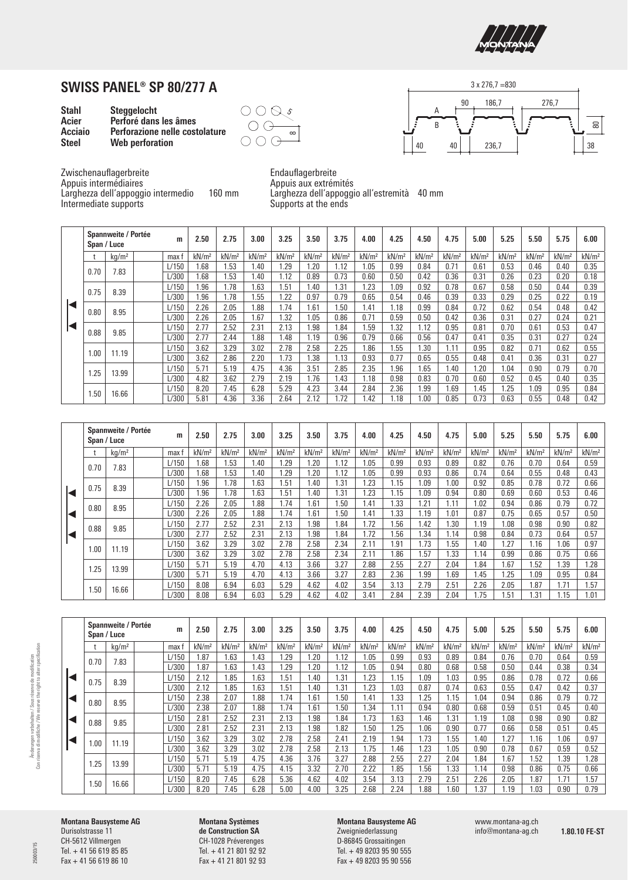## SWISS PANEL® SP 80/277 A

**Stahl** **Steggelocht**
**Acier** **Perforé dans les âmes**
**Acciaio** **Perforazione nelle costolature**
**Steel** **Web perforation**

5
8

3 x 276,7 =830
90 186,7 276,7
A
B
80
40 40 236,7 38

Zwischenauflagerbreite
Appuis intermédiaires
Larghezza dell'appoggio intermedio 160 mm
Intermediate supports

Endauflagerbreite
Appuis aux extrémités
Larghezza dell'appoggio all'estremità 40 mm
Supports at the ends

| Spannweite / Portée Span / Luce | | m | 2.50 | 2.75 | 3.00 | 3.25 | 3.50 | 3.75 | 4.00 | 4.25 | 4.50 | 4.75 | 5.00 | 5.25 | 5.50 | 5.75 | 6.00 |
|---|---|---|---|---|---|---|---|---|---|---|---|---|---|---|---|---|---|
| t | kg/m² | max f | kN/m² | kN/m² | kN/m² | kN/m² | kN/m² | kN/m² | kN/m² | kN/m² | kN/m² | kN/m² | kN/m² | kN/m² | kN/m² | kN/m² | kN/m² |
| 0.70 | 7.83 | L/150 | 1.68 | 1.53 | 1.40 | 1.29 | 1.20 | 1.12 | 1.05 | 0.99 | 0.84 | 0.71 | 0.61 | 0.53 | 0.46 | 0.40 | 0.35 |
| | | L/300 | 1.68 | 1.53 | 1.40 | 1.12 | 0.89 | 0.73 | 0.60 | 0.50 | 0.42 | 0.36 | 0.31 | 0.26 | 0.23 | 0.20 | 0.18 |
| 0.75 | 8.39 | L/150 | 1.96 | 1.78 | 1.63 | 1.51 | 1.40 | 1.31 | 1.23 | 1.09 | 0.92 | 0.78 | 0.67 | 0.58 | 0.50 | 0.44 | 0.39 |
| | | L/300 | 1.96 | 1.78 | 1.55 | 1.22 | 0.97 | 0.79 | 0.65 | 0.54 | 0.46 | 0.39 | 0.33 | 0.29 | 0.25 | 0.22 | 0.19 |
| 0.80 | 8.95 | L/150 | 2.26 | 2.05 | 1.88 | 1.74 | 1.61 | 1.50 | 1.41 | 1.18 | 0.99 | 0.84 | 0.72 | 0.62 | 0.54 | 0.48 | 0.42 |
| | | L/300 | 2.26 | 2.05 | 1.67 | 1.32 | 1.05 | 0.86 | 0.71 | 0.59 | 0.50 | 0.42 | 0.36 | 0.31 | 0.27 | 0.24 | 0.21 |
| 0.88 | 9.85 | L/150 | 2.77 | 2.52 | 2.31 | 2.13 | 1.98 | 1.84 | 1.59 | 1.32 | 1.12 | 0.95 | 0.81 | 0.70 | 0.61 | 0.53 | 0.47 |
| | | L/300 | 2.77 | 2.44 | 1.88 | 1.48 | 1.19 | 0.96 | 0.79 | 0.66 | 0.56 | 0.47 | 0.41 | 0.35 | 0.31 | 0.27 | 0.24 |
| 1.00 | 11.19 | L/150 | 3.62 | 3.29 | 3.02 | 2.78 | 2.58 | 2.25 | 1.86 | 1.55 | 1.30 | 1.11 | 0.95 | 0.82 | 0.71 | 0.62 | 0.55 |
| | | L/300 | 3.62 | 2.86 | 2.20 | 1.73 | 1.38 | 1.13 | 0.93 | 0.77 | 0.65 | 0.55 | 0.48 | 0.41 | 0.36 | 0.31 | 0.27 |
| 1.25 | 13.99 | L/150 | 5.71 | 5.19 | 4.75 | 4.36 | 3.51 | 2.85 | 2.35 | 1.96 | 1.65 | 1.40 | 1.20 | 1.04 | 0.90 | 0.79 | 0.70 |
| | | L/300 | 4.82 | 3.62 | 2.79 | 2.19 | 1.76 | 1.43 | 1.18 | 0.98 | 0.83 | 0.70 | 0.60 | 0.52 | 0.45 | 0.40 | 0.35 |
| 1.50 | 16.66 | L/150 | 8.20 | 7.45 | 6.28 | 5.29 | 4.23 | 3.44 | 2.84 | 2.36 | 1.99 | 1.69 | 1.45 | 1.25 | 1.09 | 0.95 | 0.84 |
| | | L/300 | 5.81 | 4.36 | 3.36 | 2.64 | 2.12 | 1.72 | 1.42 | 1.18 | 1.00 | 0.85 | 0.73 | 0.63 | 0.55 | 0.48 | 0.42 |

| Spannweite / Portée Span / Luce | | m | 2.50 | 2.75 | 3.00 | 3.25 | 3.50 | 3.75 | 4.00 | 4.25 | 4.50 | 4.75 | 5.00 | 5.25 | 5.50 | 5.75 | 6.00 |
|---|---|---|---|---|---|---|---|---|---|---|---|---|---|---|---|---|---|
| t | kg/m² | max f | kN/m² | kN/m² | kN/m² | kN/m² | kN/m² | kN/m² | kN/m² | kN/m² | kN/m² | kN/m² | kN/m² | kN/m² | kN/m² | kN/m² | kN/m² |
| 0.70 | 7.83 | L/150 | 1.68 | 1.53 | 1.40 | 1.29 | 1.20 | 1.12 | 1.05 | 0.99 | 0.93 | 0.89 | 0.82 | 0.76 | 0.70 | 0.64 | 0.59 |
| | | L/300 | 1.68 | 1.53 | 1.40 | 1.29 | 1.20 | 1.12 | 1.05 | 0.99 | 0.93 | 0.86 | 0.74 | 0.64 | 0.55 | 0.48 | 0.43 |
| 0.75 | 8.39 | L/150 | 1.96 | 1.78 | 1.63 | 1.51 | 1.40 | 1.31 | 1.23 | 1.15 | 1.09 | 1.00 | 0.92 | 0.85 | 0.78 | 0.72 | 0.66 |
| | | L/300 | 1.96 | 1.78 | 1.63 | 1.51 | 1.40 | 1.31 | 1.23 | 1.15 | 1.09 | 0.94 | 0.80 | 0.69 | 0.60 | 0.53 | 0.46 |
| 0.80 | 8.95 | L/150 | 2.26 | 2.05 | 1.88 | 1.74 | 1.61 | 1.50 | 1.41 | 1.33 | 1.21 | 1.11 | 1.02 | 0.94 | 0.86 | 0.79 | 0.72 |
| | | L/300 | 2.26 | 2.05 | 1.88 | 1.74 | 1.61 | 1.50 | 1.41 | 1.33 | 1.19 | 1.01 | 0.87 | 0.75 | 0.65 | 0.57 | 0.50 |
| 0.88 | 9.85 | L/150 | 2.77 | 2.52 | 2.31 | 2.13 | 1.98 | 1.84 | 1.72 | 1.56 | 1.42 | 1.30 | 1.19 | 1.08 | 0.98 | 0.90 | 0.82 |
| | | L/300 | 2.77 | 2.52 | 2.31 | 2.13 | 1.98 | 1.84 | 1.72 | 1.56 | 1.34 | 1.14 | 0.98 | 0.84 | 0.73 | 0.64 | 0.57 |
| 1.00 | 11.19 | L/150 | 3.62 | 3.29 | 3.02 | 2.78 | 2.58 | 2.34 | 2.11 | 1.91 | 1.73 | 1.55 | 1.40 | 1.27 | 1.16 | 1.06 | 0.97 |
| | | L/300 | 3.62 | 3.29 | 3.02 | 2.78 | 2.58 | 2.34 | 2.11 | 1.86 | 1.57 | 1.33 | 1.14 | 0.99 | 0.86 | 0.75 | 0.66 |
| 1.25 | 13.99 | L/150 | 5.71 | 5.19 | 4.70 | 4.13 | 3.66 | 3.27 | 2.88 | 2.55 | 2.27 | 2.04 | 1.84 | 1.67 | 1.52 | 1.39 | 1.28 |
| | | L/300 | 5.71 | 5.19 | 4.70 | 4.13 | 3.66 | 3.27 | 2.83 | 2.36 | 1.99 | 1.69 | 1.45 | 1.25 | 1.09 | 0.95 | 0.84 |
| 1.50 | 16.66 | L/150 | 8.08 | 6.94 | 6.03 | 5.29 | 4.62 | 4.02 | 3.54 | 3.13 | 2.79 | 2.51 | 2.26 | 2.05 | 1.87 | 1.71 | 1.57 |
| | | L/300 | 8.08 | 6.94 | 6.03 | 5.29 | 4.62 | 4.02 | 3.41 | 2.84 | 2.39 | 2.04 | 1.75 | 1.51 | 1.31 | 1.15 | 1.01 |

| Spannweite / Portée Span / Luce | | m | 2.50 | 2.75 | 3.00 | 3.25 | 3.50 | 3.75 | 4.00 | 4.25 | 4.50 | 4.75 | 5.00 | 5.25 | 5.50 | 5.75 | 6.00 |
|---|---|---|---|---|---|---|---|---|---|---|---|---|---|---|---|---|---|
| t | kg/m² | max f | kN/m² | kN/m² | kN/m² | kN/m² | kN/m² | kN/m² | kN/m² | kN/m² | kN/m² | kN/m² | kN/m² | kN/m² | kN/m² | kN/m² | kN/m² |
| 0.70 | 7.83 | L/150 | 1.87 | 1.63 | 1.43 | 1.29 | 1.20 | 1.12 | 1.05 | 0.99 | 0.93 | 0.89 | 0.84 | 0.76 | 0.70 | 0.64 | 0.59 |
| | | L/300 | 1.87 | 1.63 | 1.43 | 1.29 | 1.20 | 1.12 | 1.05 | 0.94 | 0.80 | 0.68 | 0.58 | 0.50 | 0.44 | 0.38 | 0.34 |
| 0.75 | 8.39 | L/150 | 2.12 | 1.85 | 1.63 | 1.51 | 1.40 | 1.31 | 1.23 | 1.15 | 1.09 | 1.03 | 0.95 | 0.86 | 0.78 | 0.72 | 0.66 |
| | | L/300 | 2.12 | 1.85 | 1.63 | 1.51 | 1.40 | 1.31 | 1.23 | 1.03 | 0.87 | 0.74 | 0.63 | 0.55 | 0.47 | 0.42 | 0.37 |
| 0.80 | 8.95 | L/150 | 2.38 | 2.07 | 1.88 | 1.74 | 1.61 | 1.50 | 1.41 | 1.33 | 1.25 | 1.15 | 1.04 | 0.94 | 0.86 | 0.79 | 0.72 |
| | | L/300 | 2.38 | 2.07 | 1.88 | 1.74 | 1.61 | 1.50 | 1.34 | 1.11 | 0.94 | 0.80 | 0.68 | 0.59 | 0.51 | 0.45 | 0.40 |
| 0.88 | 9.85 | L/150 | 2.81 | 2.52 | 2.31 | 2.13 | 1.98 | 1.84 | 1.73 | 1.63 | 1.46 | 1.31 | 1.19 | 1.08 | 0.98 | 0.90 | 0.82 |
| | | L/300 | 2.81 | 2.52 | 2.31 | 2.13 | 1.98 | 1.82 | 1.50 | 1.25 | 1.06 | 0.90 | 0.77 | 0.66 | 0.58 | 0.51 | 0.45 |
| 1.00 | 11.19 | L/150 | 3.62 | 3.29 | 3.02 | 2.78 | 2.58 | 2.41 | 2.19 | 1.94 | 1.73 | 1.55 | 1.40 | 1.27 | 1.16 | 1.06 | 0.97 |
| | | L/300 | 3.62 | 3.29 | 3.02 | 2.78 | 2.58 | 2.13 | 1.75 | 1.46 | 1.23 | 1.05 | 0.90 | 0.78 | 0.67 | 0.59 | 0.52 |
| 1.25 | 13.99 | L/150 | 5.71 | 5.19 | 4.75 | 4.36 | 3.76 | 3.27 | 2.88 | 2.55 | 2.27 | 2.04 | 1.84 | 1.67 | 1.52 | 1.39 | 1.28 |
| | | L/300 | 5.71 | 5.19 | 4.75 | 4.15 | 3.32 | 2.70 | 2.22 | 1.85 | 1.56 | 1.33 | 1.14 | 0.98 | 0.86 | 0.75 | 0.66 |
| 1.50 | 16.66 | L/150 | 8.20 | 7.45 | 6.28 | 5.36 | 4.62 | 4.02 | 3.54 | 3.13 | 2.79 | 2.51 | 2.26 | 2.05 | 1.87 | 1.71 | 1.57 |
| | | L/300 | 8.20 | 7.45 | 6.28 | 5.00 | 4.00 | 3.25 | 2.68 | 2.24 | 1.88 | 1.60 | 1.37 | 1.19 | 1.03 | 0.90 | 0.79 |

Änderungen vorbehalten / Sous réserve de modification
Con riserva di modifiche / We reserve the right to alter specification

2500 03/15

**Montana Bausysteme AG**
Durisolstrasse 11
CH-5612 Villmergen
Tel. + 41 56 619 85 85
Fax + 41 56 619 86 10

**Montana Systèmes de Construction SA**
CH-1028 Préverenges
Tel. + 41 21 801 92 92
Fax + 41 21 801 92 93

**Montana Bausysteme AG**
Zweigniederlassung
D-86845 Grossaitingen
Tel. + 49 8203 95 90 555
Fax + 49 8203 95 90 556

www.montana-ag.ch
info@montana-ag.ch

**1.80.10 FE-ST**